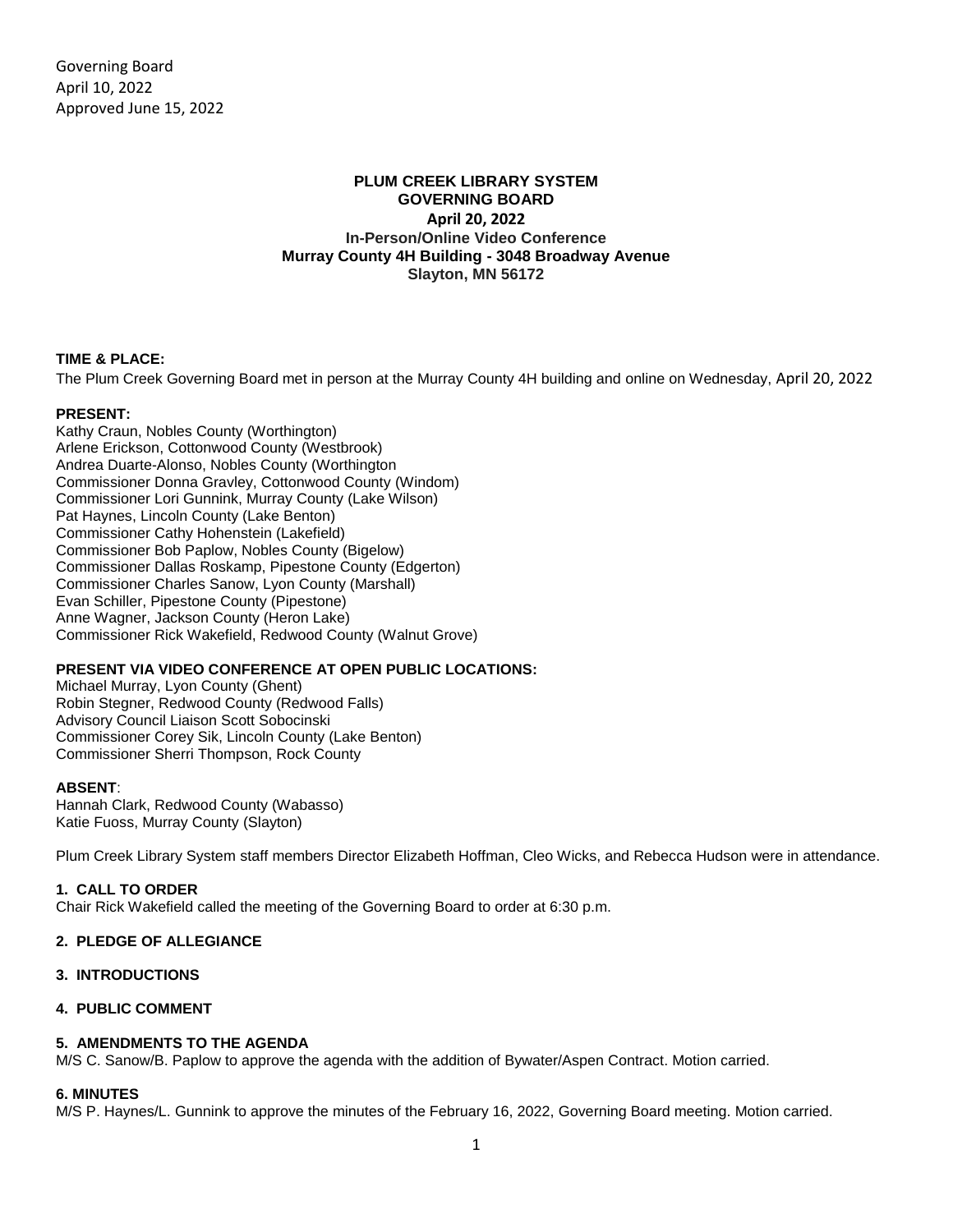Governing Board
April 10, 2022
Approved June 15, 2022

# PLUM CREEK LIBRARY SYSTEM
## GOVERNING BOARD
### April 20, 2022
### In-Person/Online Video Conference
### Murray County 4H Building - 3048 Broadway Avenue
### Slayton, MN 56172

**TIME & PLACE:**
The Plum Creek Governing Board met in person at the Murray County 4H building and online on Wednesday, April 20, 2022

**PRESENT:**
Kathy Craun, Nobles County (Worthington)
Arlene Erickson, Cottonwood County (Westbrook)
Andrea Duarte-Alonso, Nobles County (Worthington
Commissioner Donna Gravley, Cottonwood County (Windom)
Commissioner Lori Gunnink, Murray County (Lake Wilson)
Pat Haynes, Lincoln County (Lake Benton)
Commissioner Cathy Hohenstein (Lakefield)
Commissioner Bob Paplow, Nobles County (Bigelow)
Commissioner Dallas Roskamp, Pipestone County (Edgerton)
Commissioner Charles Sanow, Lyon County (Marshall)
Evan Schiller, Pipestone County (Pipestone)
Anne Wagner, Jackson County (Heron Lake)
Commissioner Rick Wakefield, Redwood County (Walnut Grove)

**PRESENT VIA VIDEO CONFERENCE AT OPEN PUBLIC LOCATIONS:**
Michael Murray, Lyon County (Ghent)
Robin Stegner, Redwood County (Redwood Falls)
Advisory Council Liaison Scott Sobocinski
Commissioner Corey Sik, Lincoln County (Lake Benton)
Commissioner Sherri Thompson, Rock County

**ABSENT**:
Hannah Clark, Redwood County (Wabasso)
Katie Fuoss, Murray County (Slayton)

Plum Creek Library System staff members Director Elizabeth Hoffman, Cleo Wicks, and Rebecca Hudson were in attendance.

**1. CALL TO ORDER**
Chair Rick Wakefield called the meeting of the Governing Board to order at 6:30 p.m.

**2. PLEDGE OF ALLEGIANCE**

**3. INTRODUCTIONS**

**4. PUBLIC COMMENT**

**5. AMENDMENTS TO THE AGENDA**
M/S C. Sanow/B. Paplow to approve the agenda with the addition of Bywater/Aspen Contract. Motion carried.

**6. MINUTES**
M/S P. Haynes/L. Gunnink to approve the minutes of the February 16, 2022, Governing Board meeting. Motion carried.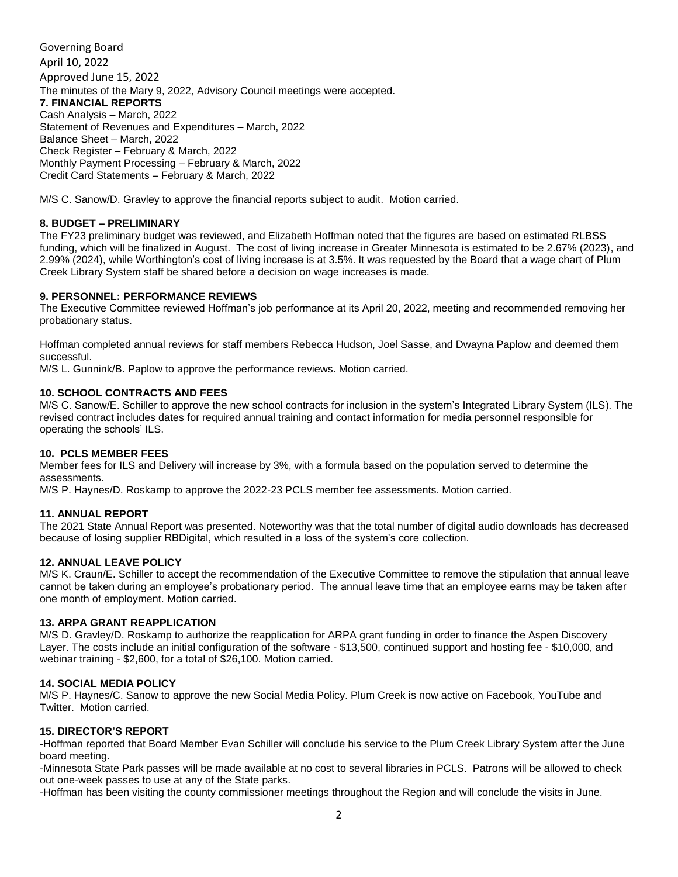Governing Board
April 10, 2022
Approved June 15, 2022
The minutes of the Mary 9, 2022, Advisory Council meetings were accepted.

**7. FINANCIAL REPORTS**

Cash Analysis – March, 2022
Statement of Revenues and Expenditures – March, 2022
Balance Sheet – March, 2022
Check Register – February & March, 2022
Monthly Payment Processing – February & March, 2022
Credit Card Statements – February & March, 2022

M/S C. Sanow/D. Gravley to approve the financial reports subject to audit. Motion carried.

**8. BUDGET – PRELIMINARY**

The FY23 preliminary budget was reviewed, and Elizabeth Hoffman noted that the figures are based on estimated RLBSS funding, which will be finalized in August. The cost of living increase in Greater Minnesota is estimated to be 2.67% (2023), and 2.99% (2024), while Worthington's cost of living increase is at 3.5%. It was requested by the Board that a wage chart of Plum Creek Library System staff be shared before a decision on wage increases is made.

**9. PERSONNEL: PERFORMANCE REVIEWS**

The Executive Committee reviewed Hoffman's job performance at its April 20, 2022, meeting and recommended removing her probationary status.

Hoffman completed annual reviews for staff members Rebecca Hudson, Joel Sasse, and Dwayna Paplow and deemed them successful.
M/S L. Gunnink/B. Paplow to approve the performance reviews. Motion carried.

**10. SCHOOL CONTRACTS AND FEES**

M/S C. Sanow/E. Schiller to approve the new school contracts for inclusion in the system's Integrated Library System (ILS). The revised contract includes dates for required annual training and contact information for media personnel responsible for operating the schools' ILS.

**10. PCLS MEMBER FEES**

Member fees for ILS and Delivery will increase by 3%, with a formula based on the population served to determine the assessments.
M/S P. Haynes/D. Roskamp to approve the 2022-23 PCLS member fee assessments. Motion carried.

**11. ANNUAL REPORT**

The 2021 State Annual Report was presented. Noteworthy was that the total number of digital audio downloads has decreased because of losing supplier RBDigital, which resulted in a loss of the system's core collection.

**12. ANNUAL LEAVE POLICY**

M/S K. Craun/E. Schiller to accept the recommendation of the Executive Committee to remove the stipulation that annual leave cannot be taken during an employee's probationary period. The annual leave time that an employee earns may be taken after one month of employment. Motion carried.

**13. ARPA GRANT REAPPLICATION**

M/S D. Gravley/D. Roskamp to authorize the reapplication for ARPA grant funding in order to finance the Aspen Discovery Layer. The costs include an initial configuration of the software - $13,500, continued support and hosting fee - $10,000, and webinar training - $2,600, for a total of $26,100. Motion carried.

**14. SOCIAL MEDIA POLICY**

M/S P. Haynes/C. Sanow to approve the new Social Media Policy. Plum Creek is now active on Facebook, YouTube and Twitter. Motion carried.

**15. DIRECTOR'S REPORT**

-Hoffman reported that Board Member Evan Schiller will conclude his service to the Plum Creek Library System after the June board meeting.
-Minnesota State Park passes will be made available at no cost to several libraries in PCLS. Patrons will be allowed to check out one-week passes to use at any of the State parks.
-Hoffman has been visiting the county commissioner meetings throughout the Region and will conclude the visits in June.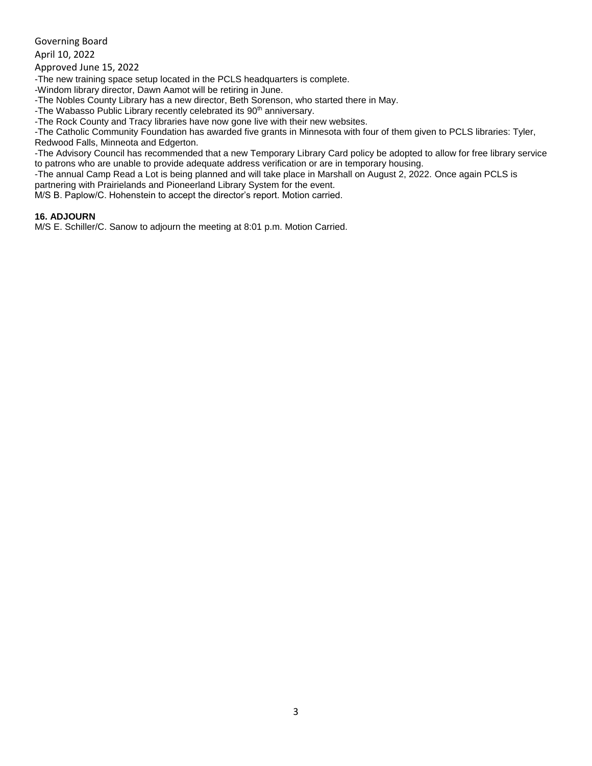Governing Board

April 10, 2022

Approved June 15, 2022

-The new training space setup located in the PCLS headquarters is complete.

-Windom library director, Dawn Aamot will be retiring in June.

-The Nobles County Library has a new director, Beth Sorenson, who started there in May.

-The Wabasso Public Library recently celebrated its 90th anniversary.

-The Rock County and Tracy libraries have now gone live with their new websites.

-The Catholic Community Foundation has awarded five grants in Minnesota with four of them given to PCLS libraries: Tyler, Redwood Falls, Minneota and Edgerton.

-The Advisory Council has recommended that a new Temporary Library Card policy be adopted to allow for free library service to patrons who are unable to provide adequate address verification or are in temporary housing.

-The annual Camp Read a Lot is being planned and will take place in Marshall on August 2, 2022. Once again PCLS is partnering with Prairielands and Pioneerland Library System for the event.

M/S B. Paplow/C. Hohenstein to accept the director's report. Motion carried.

**16. ADJOURN**

M/S E. Schiller/C. Sanow to adjourn the meeting at 8:01 p.m. Motion Carried.